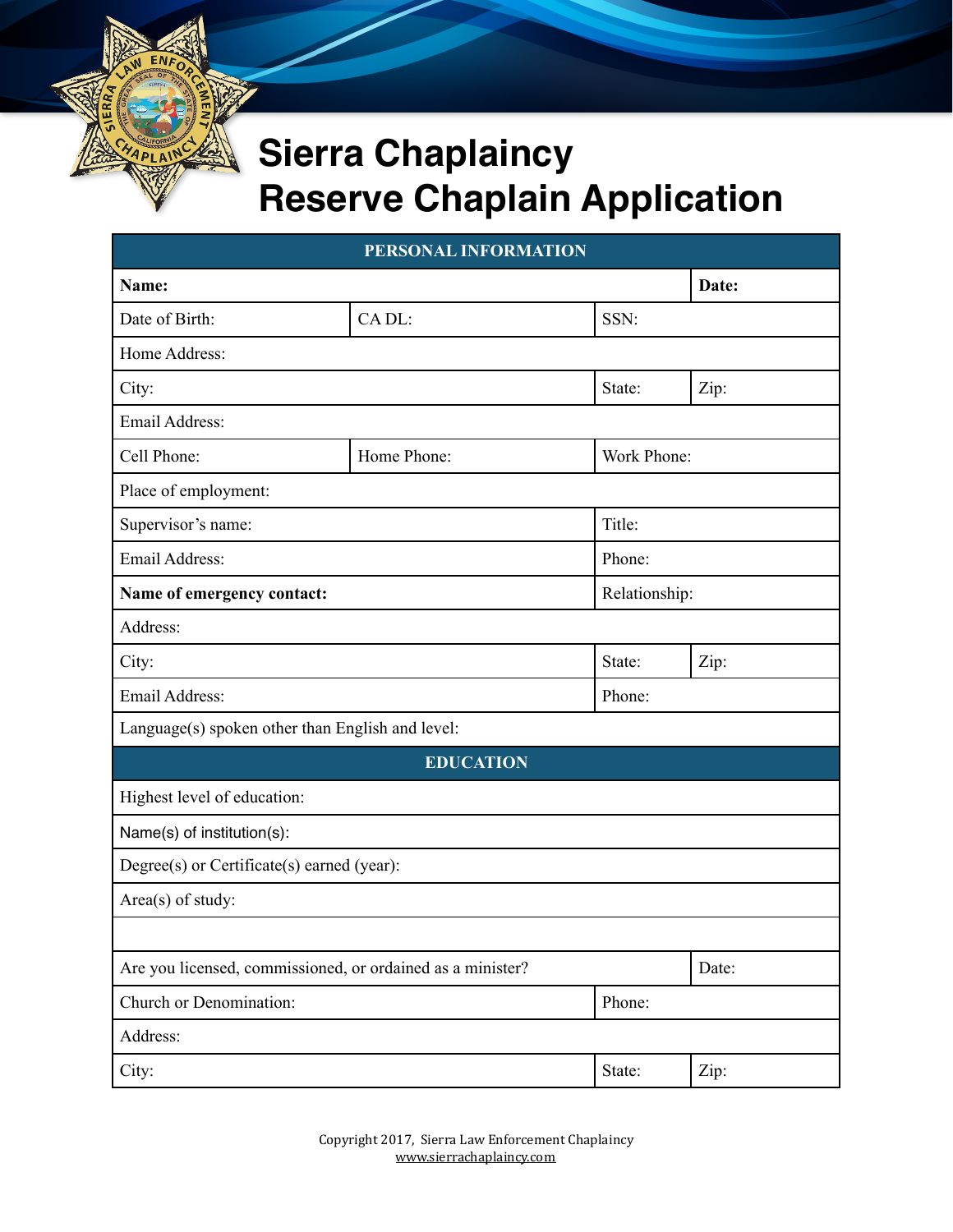# Sierra Chaplaincy
# Reserve Chaplain Application

| PERSONAL INFORMATION | | | |
|---|---|---|---|
| **Name:** | | | **Date:** |
| Date of Birth: | CA DL: | SSN: | |
| Home Address: | | | |
| City: | | State: | Zip: |
| Email Address: | | | |
| Cell Phone: | Home Phone: | Work Phone: | |
| Place of employment: | | | |
| Supervisor's name: | | Title: | |
| Email Address: | | Phone: | |
| **Name of emergency contact:** | | Relationship: | |
| Address: | | | |
| City: | | State: | Zip: |
| Email Address: | | Phone: | |
| Language(s) spoken other than English and level: | | | |
| **EDUCATION** | | | |
| Highest level of education: | | | |
| Name(s) of institution(s): | | | |
| Degree(s) or Certificate(s) earned (year): | | | |
| Area(s) of study: | | | |
| | | | |
| Are you licensed, commissioned, or ordained as a minister? | | | Date: |
| Church or Denomination: | | Phone: | |
| Address: | | | |
| City: | | State: | Zip: |

Copyright 2017, Sierra Law Enforcement Chaplaincy
www.sierrachaplaincy.com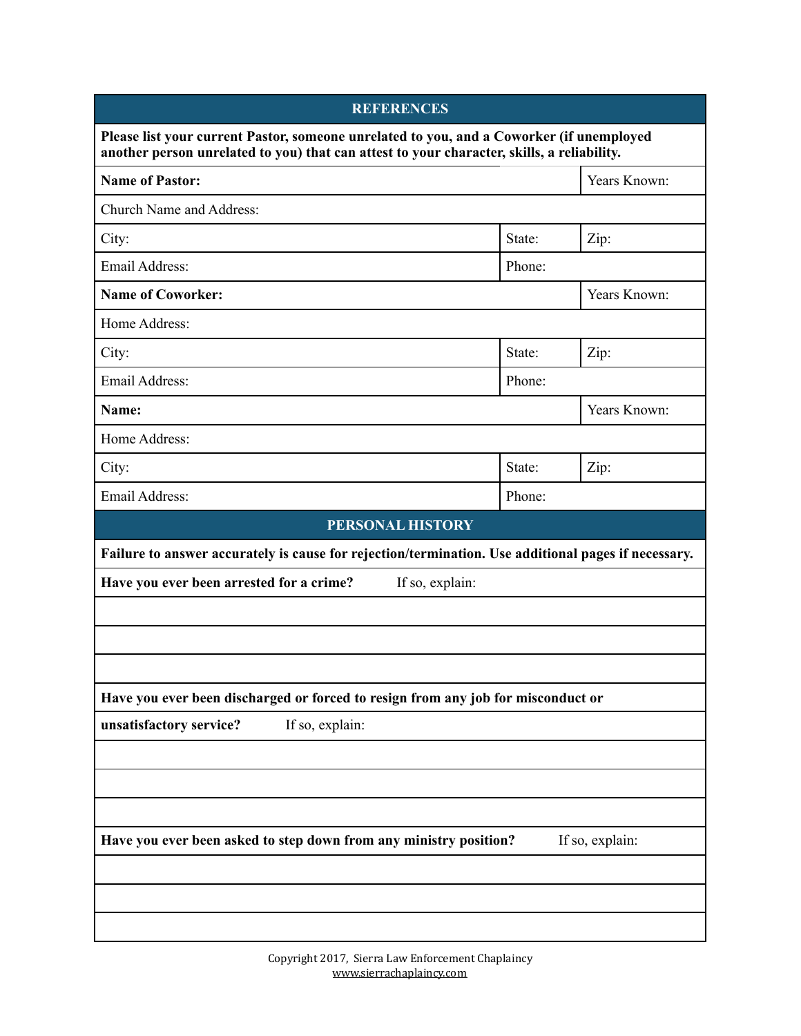## REFERENCES

**Please list your current Pastor, someone unrelated to you, and a Coworker (if unemployed another person unrelated to you) that can attest to your character, skills, a reliability.**

| | | |
|---|---|---|
| **Name of Pastor:** | | Years Known: |
| Church Name and Address: | | |
| City: | State: | Zip: |
| Email Address: | Phone: | |
| **Name of Coworker:** | | Years Known: |
| Home Address: | | |
| City: | State: | Zip: |
| Email Address: | Phone: | |
| **Name:** | | Years Known: |
| Home Address: | | |
| City: | State: | Zip: |
| Email Address: | Phone: | |

## PERSONAL HISTORY

**Failure to answer accurately is cause for rejection/termination. Use additional pages if necessary.**

**Have you ever been arrested for a crime?** If so, explain:

&nbsp;

&nbsp;

&nbsp;

**Have you ever been discharged or forced to resign from any job for misconduct or unsatisfactory service?** If so, explain:

&nbsp;

&nbsp;

&nbsp;

**Have you ever been asked to step down from any ministry position?** If so, explain:

&nbsp;

&nbsp;

&nbsp;

Copyright 2017, Sierra Law Enforcement Chaplaincy
www.sierrachaplaincy.com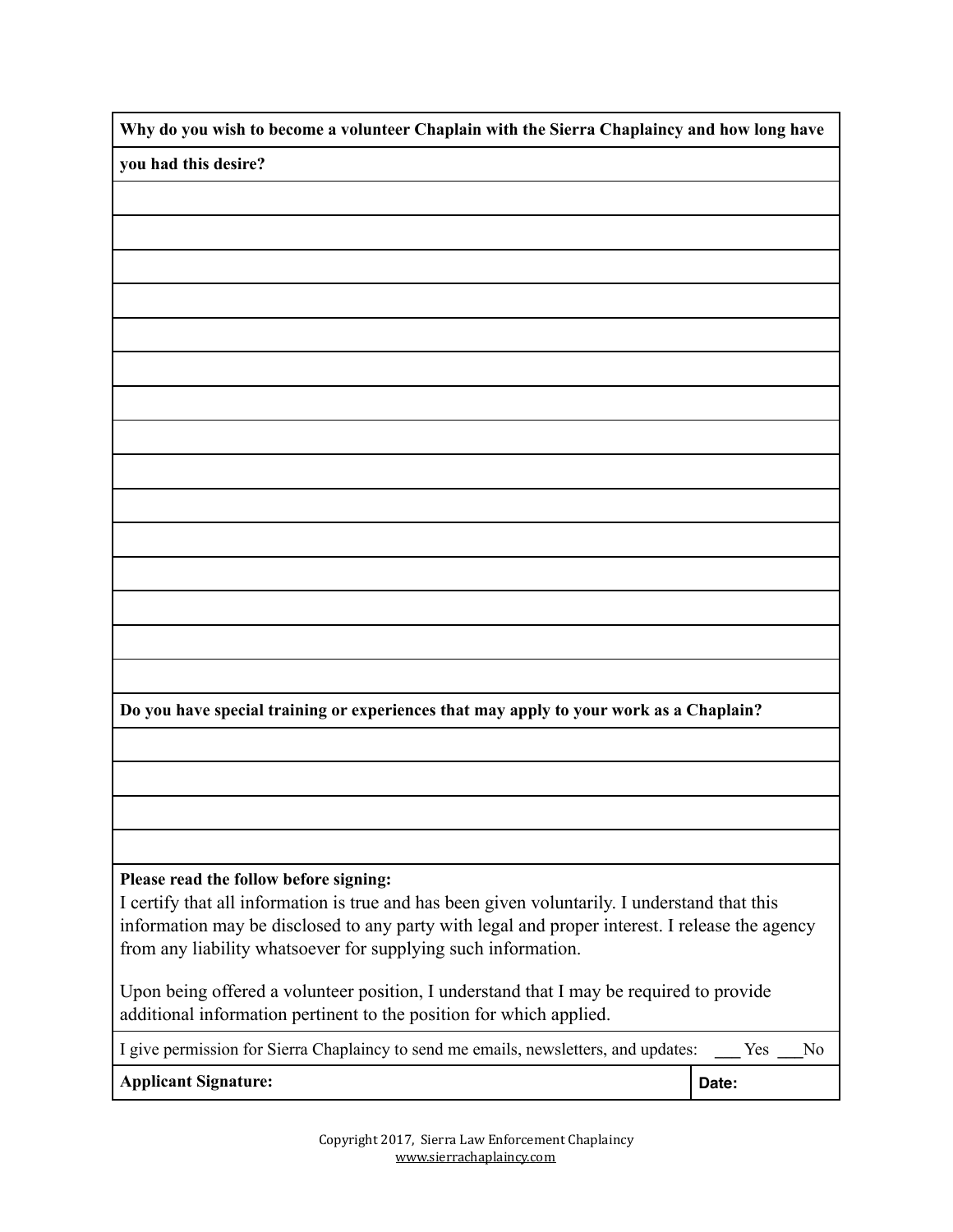**Why do you wish to become a volunteer Chaplain with the Sierra Chaplaincy and how long have you had this desire?**

&nbsp;

&nbsp;

&nbsp;

&nbsp;

&nbsp;

&nbsp;

&nbsp;

&nbsp;

&nbsp;

&nbsp;

&nbsp;

&nbsp;

&nbsp;

&nbsp;

&nbsp;

**Do you have special training or experiences that may apply to your work as a Chaplain?**

&nbsp;

&nbsp;

&nbsp;

&nbsp;

**Please read the follow before signing:**
I certify that all information is true and has been given voluntarily. I understand that this information may be disclosed to any party with legal and proper interest. I release the agency from any liability whatsoever for supplying such information.

Upon being offered a volunteer position, I understand that I may be required to provide additional information pertinent to the position for which applied.

I give permission for Sierra Chaplaincy to send me emails, newsletters, and updates: ___ Yes ___No

| **Applicant Signature:** | **Date:** |
|---|---|

Copyright 2017, Sierra Law Enforcement Chaplaincy
www.sierrachaplaincy.com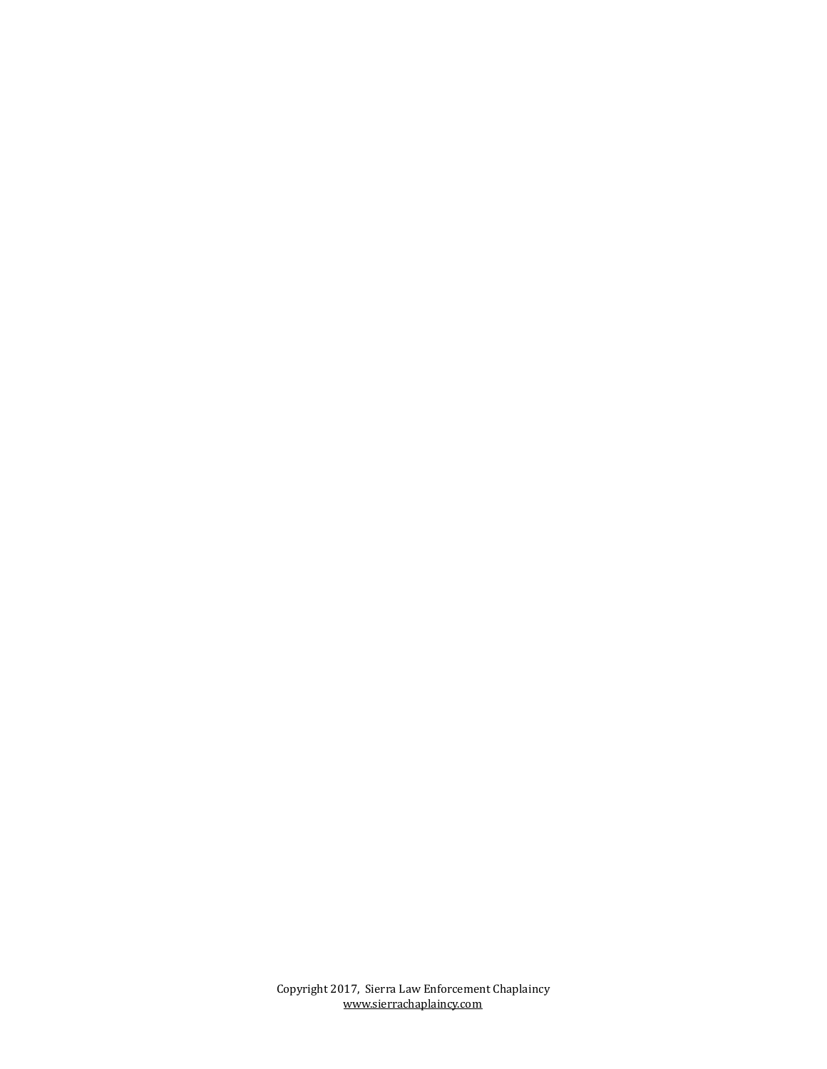Copyright 2017, Sierra Law Enforcement Chaplaincy
www.sierrachaplaincy.com